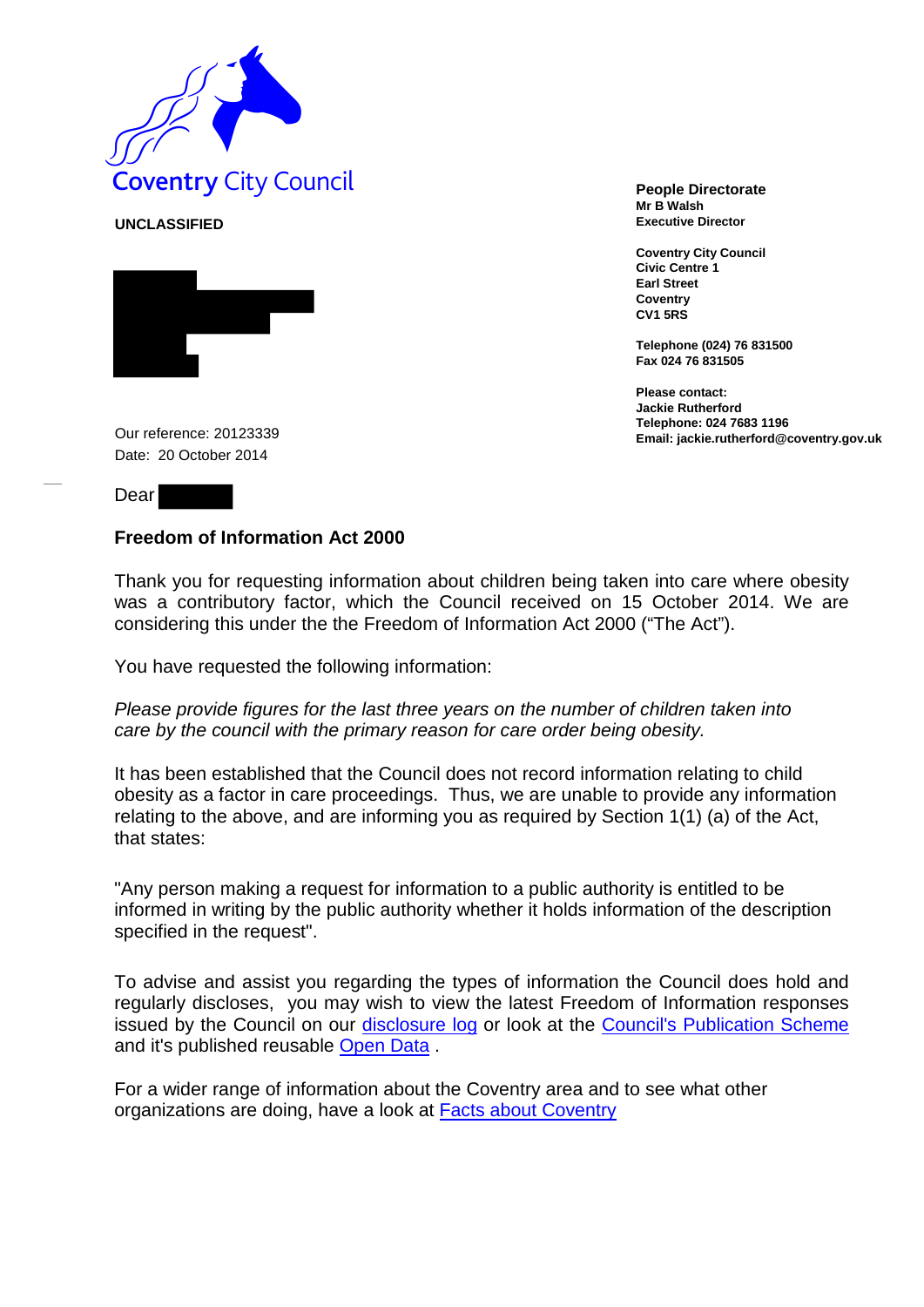Coventry City Council

**UNCLASSIFIED**

**People Directorate**
**Mr B Walsh**
**Executive Director**

**Coventry City Council**
**Civic Centre 1**
**Earl Street**
**Coventry**
**CV1 5RS**

**Telephone (024) 76 831500**
**Fax 024 76 831505**

**Please contact:**
**Jackie Rutherford**
**Telephone: 024 7683 1196**
**Email: jackie.rutherford@coventry.gov.uk**

Our reference: 20123339
Date: 20 October 2014

Dear

**Freedom of Information Act 2000**

Thank you for requesting information about children being taken into care where obesity was a contributory factor, which the Council received on 15 October 2014. We are considering this under the the Freedom of Information Act 2000 ("The Act").

You have requested the following information:

*Please provide figures for the last three years on the number of children taken into care by the council with the primary reason for care order being obesity.*

It has been established that the Council does not record information relating to child obesity as a factor in care proceedings. Thus, we are unable to provide any information relating to the above, and are informing you as required by Section 1(1) (a) of the Act, that states:

"Any person making a request for information to a public authority is entitled to be informed in writing by the public authority whether it holds information of the description specified in the request".

To advise and assist you regarding the types of information the Council does hold and regularly discloses, you may wish to view the latest Freedom of Information responses issued by the Council on our disclosure log or look at the Council's Publication Scheme and it's published reusable Open Data .

For a wider range of information about the Coventry area and to see what other organizations are doing, have a look at Facts about Coventry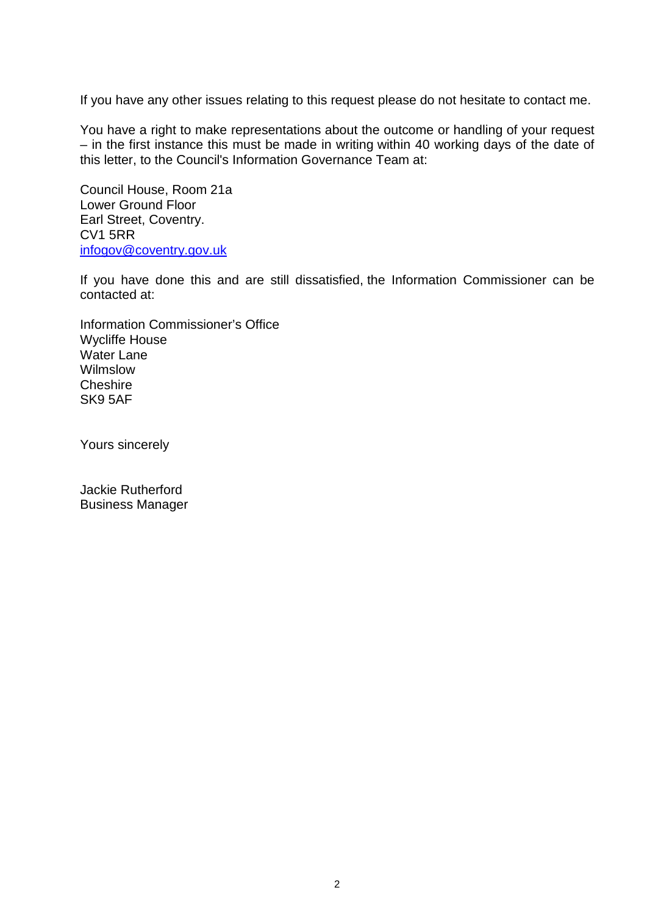If you have any other issues relating to this request please do not hesitate to contact me.

You have a right to make representations about the outcome or handling of your request – in the first instance this must be made in writing within 40 working days of the date of this letter, to the Council's Information Governance Team at:

Council House, Room 21a  
Lower Ground Floor  
Earl Street, Coventry.  
CV1 5RR  
infogov@coventry.gov.uk

If you have done this and are still dissatisfied, the Information Commissioner can be contacted at:

Information Commissioner's Office  
Wycliffe House  
Water Lane  
Wilmslow  
Cheshire  
SK9 5AF

Yours sincerely

Jackie Rutherford  
Business Manager